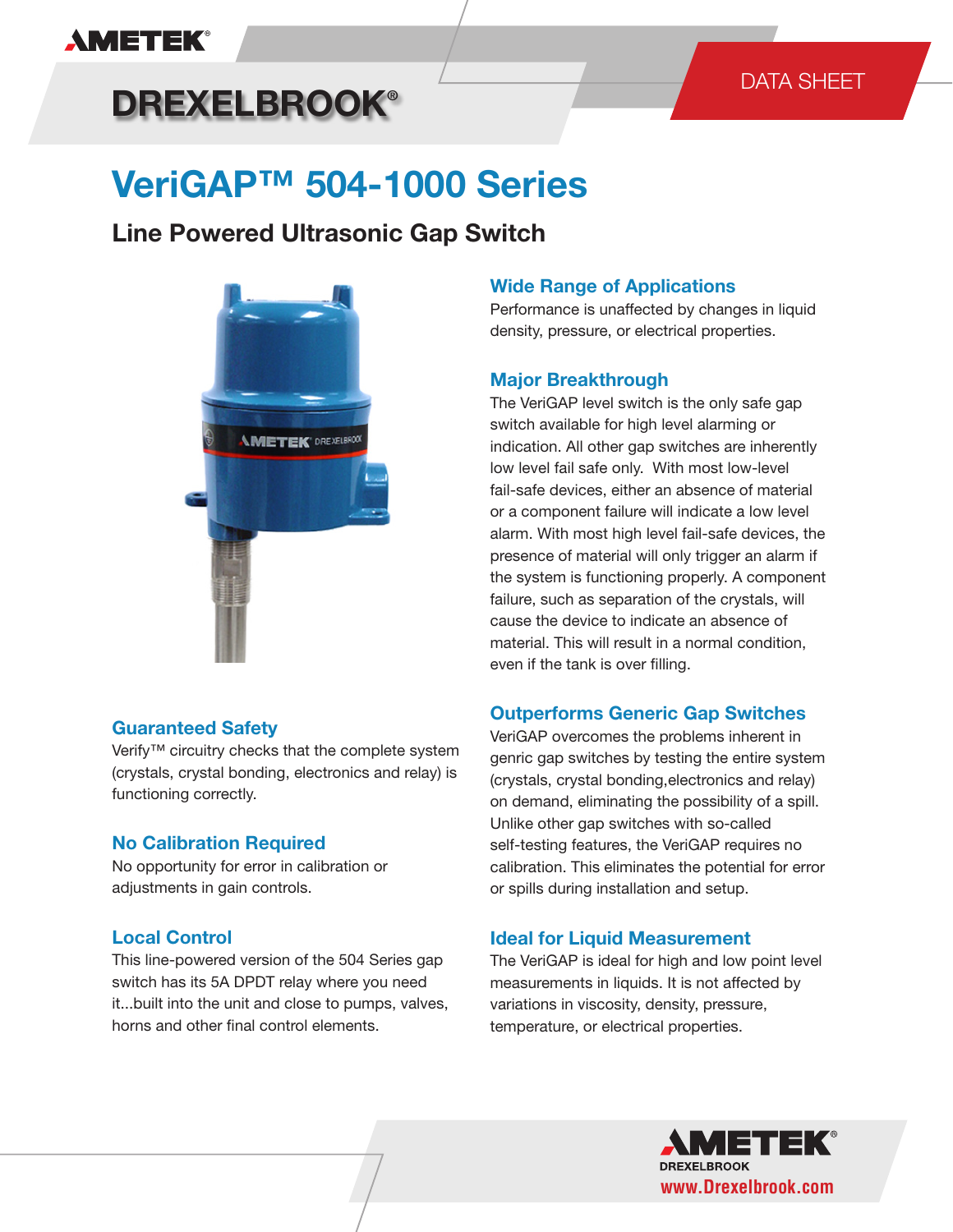AMETEK®

DREXELBROOK®

DATA SHEET

# VeriGAP™ 504-1000 Series

## Line Powered Ultrasonic Gap Switch

### Wide Range of Applications

Performance is unaffected by changes in liquid density, pressure, or electrical properties.

### Major Breakthrough

The VeriGAP level switch is the only safe gap switch available for high level alarming or indication. All other gap switches are inherently low level fail safe only. With most low-level fail-safe devices, either an absence of material or a component failure will indicate a low level alarm. With most high level fail-safe devices, the presence of material will only trigger an alarm if the system is functioning properly. A component failure, such as separation of the crystals, will cause the device to indicate an absence of material. This will result in a normal condition, even if the tank is over filling.

### Guaranteed Safety

Verify™ circuitry checks that the complete system (crystals, crystal bonding, electronics and relay) is functioning correctly.

### No Calibration Required

No opportunity for error in calibration or adjustments in gain controls.

### Local Control

This line-powered version of the 504 Series gap switch has its 5A DPDT relay where you need it...built into the unit and close to pumps, valves, horns and other final control elements.

### Outperforms Generic Gap Switches

VeriGAP overcomes the problems inherent in genric gap switches by testing the entire system (crystals, crystal bonding,electronics and relay) on demand, eliminating the possibility of a spill. Unlike other gap switches with so-called self-testing features, the VeriGAP requires no calibration. This eliminates the potential for error or spills during installation and setup.

### Ideal for Liquid Measurement

The VeriGAP is ideal for high and low point level measurements in liquids. It is not affected by variations in viscosity, density, pressure, temperature, or electrical properties.

AMETEK®
DREXELBROOK
www.Drexelbrook.com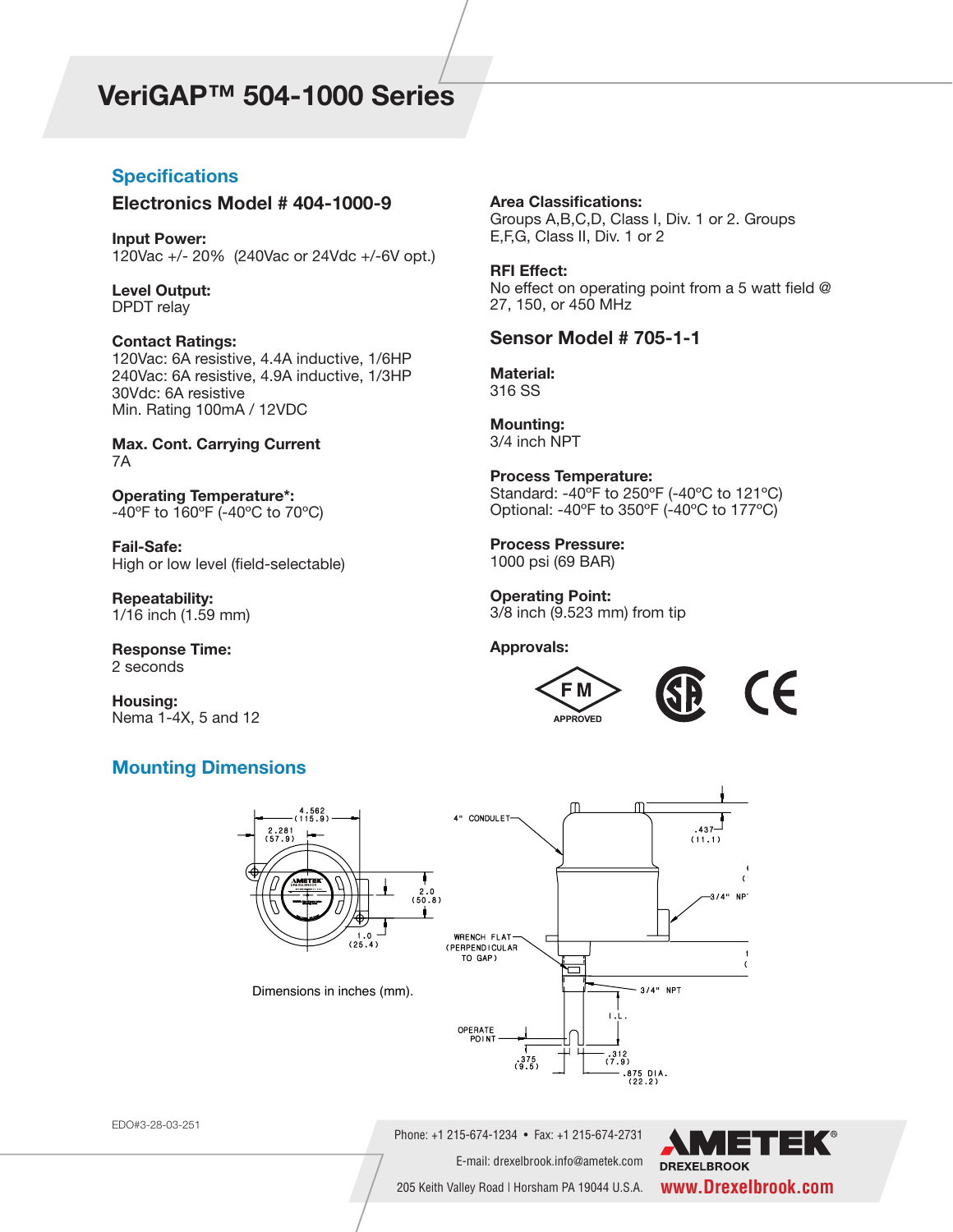# VeriGAP™ 504-1000 Series

## Specifications

### Electronics Model # 404-1000-9

**Input Power:**
120Vac +/- 20% (240Vac or 24Vdc +/-6V opt.)

**Level Output:**
DPDT relay

**Contact Ratings:**
120Vac: 6A resistive, 4.4A inductive, 1/6HP
240Vac: 6A resistive, 4.9A inductive, 1/3HP
30Vdc: 6A resistive
Min. Rating 100mA / 12VDC

**Max. Cont. Carrying Current**
7A

**Operating Temperature*:**
-40ºF to 160ºF (-40ºC to 70ºC)

**Fail-Safe:**
High or low level (field-selectable)

**Repeatability:**
1/16 inch (1.59 mm)

**Response Time:**
2 seconds

**Housing:**
Nema 1-4X, 5 and 12

**Area Classifications:**
Groups A,B,C,D, Class I, Div. 1 or 2. Groups E,F,G, Class II, Div. 1 or 2

**RFI Effect:**
No effect on operating point from a 5 watt field @ 27, 150, or 450 MHz

### Sensor Model # 705-1-1

**Material:**
316 SS

**Mounting:**
3/4 inch NPT

**Process Temperature:**
Standard: -40ºF to 250ºF (-40ºC to 121ºC)
Optional: -40ºF to 350ºF (-40ºC to 177ºC)

**Process Pressure:**
1000 psi (69 BAR)

**Operating Point:**
3/8 inch (9.523 mm) from tip

**Approvals:**

FM APPROVED

## Mounting Dimensions

4.562 (115.9)
2.281 (57.9)
2.0 (50.8)
1.0 (25.4)
4" CONDULET
.437 (11.1)
3/4" NPT
WRENCH FLAT (PERPENDICULAR TO GAP)
3/4" NPT
I.L.
OPERATE POINT
.375 (9.5)
.312 (7.9)
.875 DIA. (22.2)

Dimensions in inches (mm).

EDO#3-28-03-251

Phone: +1 215-674-1234 • Fax: +1 215-674-2731
E-mail: drexelbrook.info@ametek.com
205 Keith Valley Road | Horsham PA 19044 U.S.A.

AMETEK® DREXELBROOK
www.Drexelbrook.com